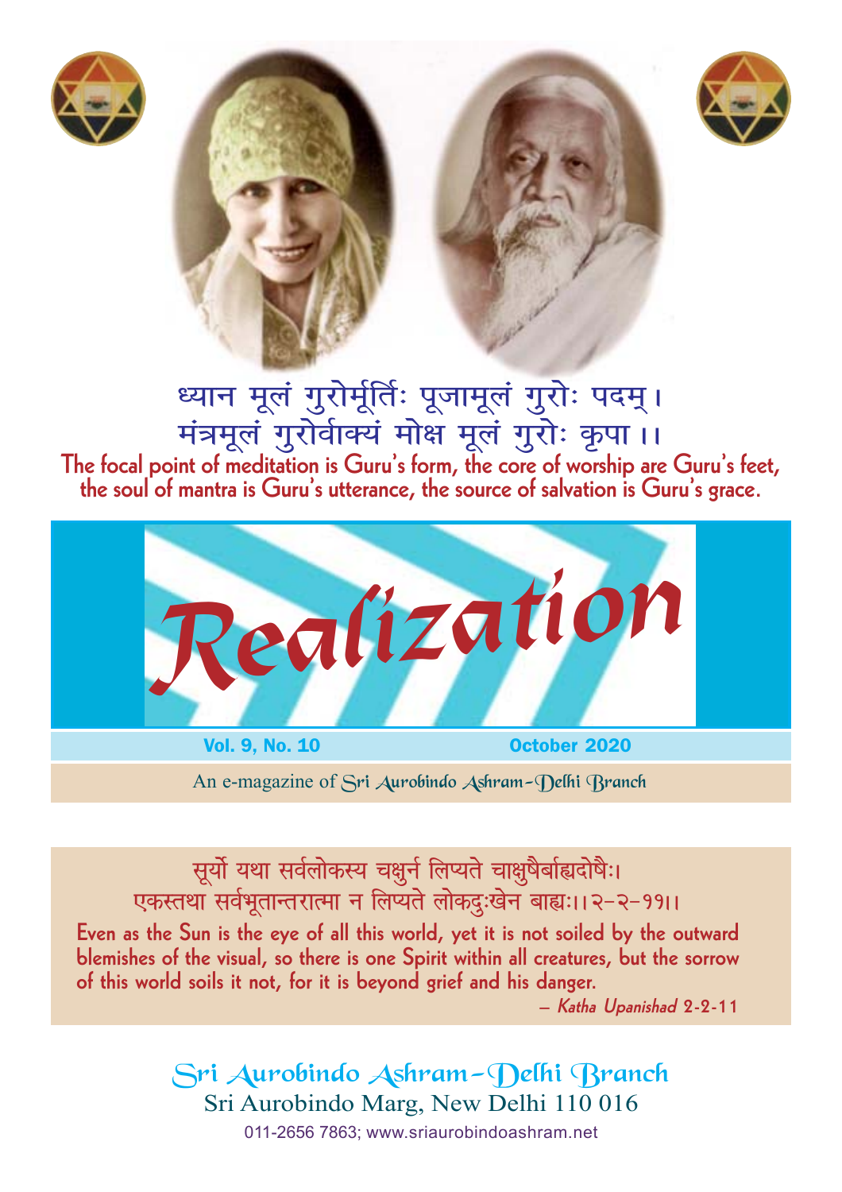ध्यान मूलं गुरोर्मूर्तिः पूजामूलं गुरोः पदम्।
मंत्रमूलं गुरोर्वाक्यं मोक्ष मूलं गुरोः कृपा ।।

**The focal point of meditation is Guru's form, the core of worship are Guru's feet, the soul of mantra is Guru's utterance, the source of salvation is Guru's grace.**

# Realization

**Vol. 9, No. 10** **October 2020**

An e-magazine of Sri Aurobindo Ashram-Delhi Branch

सूर्यो यथा सर्वलोकस्य चक्षुर्न लिप्यते चाक्षुषैर्बाह्यदोषैः।
एकस्तथा सर्वभूतान्तरात्मा न लिप्यते लोकदुःखेन बाह्यः।।२-२-११।।

**Even as the Sun is the eye of all this world, yet it is not soiled by the outward blemishes of the visual, so there is one Spirit within all creatures, but the sorrow of this world soils it not, for it is beyond grief and his danger.**

– *Katha Upanishad* 2-2-11

Sri Aurobindo Ashram-Delhi Branch
Sri Aurobindo Marg, New Delhi 110 016
011-2656 7863; www.sriaurobindoashram.net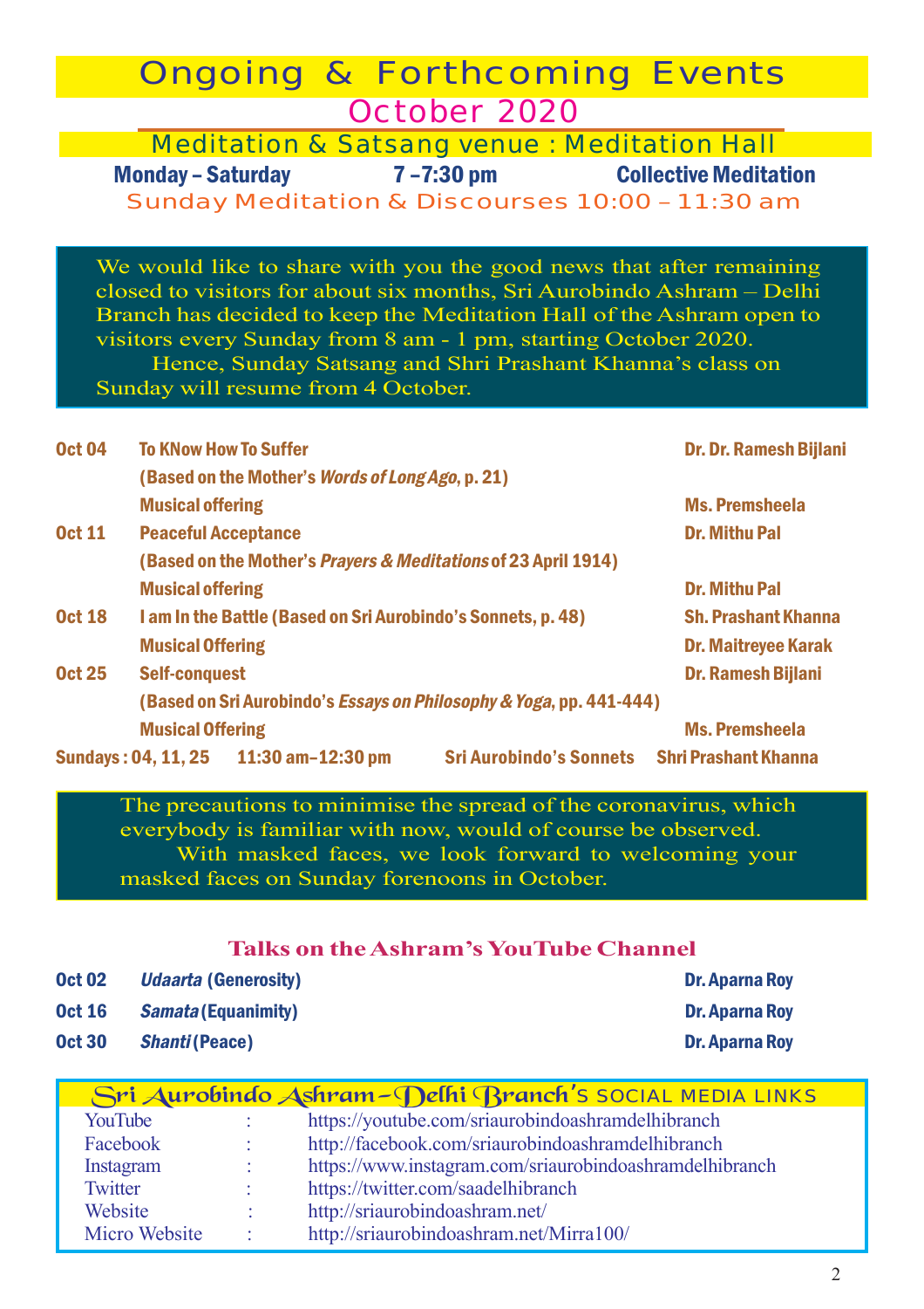# Ongoing & Forthcoming Events

## October 2020

### Meditation & Satsang venue : Meditation Hall

**Monday – Saturday** **7 –7:30 pm** **Collective Meditation**

Sunday Meditation & Discourses 10:00 – 11:30 am

We would like to share with you the good news that after remaining closed to visitors for about six months, Sri Aurobindo Ashram – Delhi Branch has decided to keep the Meditation Hall of the Ashram open to visitors every Sunday from 8 am - 1 pm, starting October 2020.

Hence, Sunday Satsang and Shri Prashant Khanna's class on Sunday will resume from 4 October.

| Date | Event | Speaker |
|---|---|---|
| **Oct 04** | **To KNow How To Suffer** | **Dr. Dr. Ramesh Bijlani** |
| | **(Based on the Mother's *Words of Long Ago*, p. 21)** | |
| | **Musical offering** | **Ms. Premsheela** |
| **Oct 11** | **Peaceful Acceptance** | **Dr. Mithu Pal** |
| | **(Based on the Mother's *Prayers & Meditations* of 23 April 1914)** | |
| | **Musical offering** | **Dr. Mithu Pal** |
| **Oct 18** | **I am In the Battle (Based on Sri Aurobindo's Sonnets, p. 48)** | **Sh. Prashant Khanna** |
| | **Musical Offering** | **Dr. Maitreyee Karak** |
| **Oct 25** | **Self-conquest** | **Dr. Ramesh Bijlani** |
| | **(Based on Sri Aurobindo's *Essays on Philosophy & Yoga*, pp. 441-444)** | |
| | **Musical Offering** | **Ms. Premsheela** |

**Sundays : 04, 11, 25** **11:30 am–12:30 pm** **Sri Aurobindo's Sonnets** **Shri Prashant Khanna**

The precautions to minimise the spread of the coronavirus, which everybody is familiar with now, would of course be observed.

With masked faces, we look forward to welcoming your masked faces on Sunday forenoons in October.

### Talks on the Ashram's YouTube Channel

| Date | Talk | Speaker |
|---|---|---|
| **Oct 02** | ***Udaarta* (Generosity)** | **Dr. Aparna Roy** |
| **Oct 16** | ***Samata* (Equanimity)** | **Dr. Aparna Roy** |
| **Oct 30** | ***Shanti* (Peace)** | **Dr. Aparna Roy** |

### Sri Aurobindo Ashram – Delhi Branch's SOCIAL MEDIA LINKS

| | | |
|---|---|---|
| YouTube | : | https://youtube.com/sriaurobindoashramdelhibranch |
| Facebook | : | http://facebook.com/sriaurobindoashramdelhibranch |
| Instagram | : | https://www.instagram.com/sriaurobindoashramdelhibranch |
| Twitter | : | https://twitter.com/saadelhibranch |
| Website | : | http://sriaurobindoashram.net/ |
| Micro Website | : | http://sriaurobindoashram.net/Mirra100/ |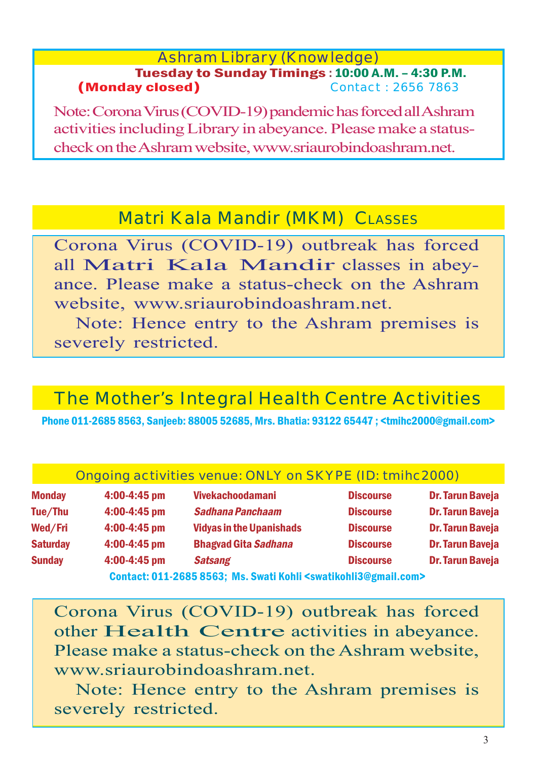## Ashram Library (Knowledge)

**Tuesday to Sunday Timings** : **10:00 A.M. – 4:30 P.M.**
**(Monday closed)** Contact : 2656 7863

Note: Corona Virus (COVID-19) pandemic has forced all Ashram activities including Library in abeyance. Please make a status-check on the Ashram website, www.sriaurobindoashram.net.

## Matri Kala Mandir (MKM) Classes

Corona Virus (COVID-19) outbreak has forced all **Matri Kala Mandir** classes in abeyance. Please make a status-check on the Ashram website, www.sriaurobindoashram.net.

Note: Hence entry to the Ashram premises is severely restricted.

## The Mother's Integral Health Centre Activities

**Phone 011-2685 8563, Sanjeeb: 88005 52685, Mrs. Bhatia: 93122 65447 ; <tmihc2000@gmail.com>**

### Ongoing activities venue: ONLY on SKYPE (ID: tmihc2000)

| Day | Time | Topic | Type | Speaker |
|---|---|---|---|---|
| **Monday** | **4:00-4:45 pm** | **Vivekachoodamani** | **Discourse** | **Dr. Tarun Baveja** |
| **Tue/Thu** | **4:00-4:45 pm** | ***Sadhana Panchaam*** | **Discourse** | **Dr. Tarun Baveja** |
| **Wed/Fri** | **4:00-4:45 pm** | **Vidyas in the Upanishads** | **Discourse** | **Dr. Tarun Baveja** |
| **Saturday** | **4:00-4:45 pm** | **Bhagvad Gita *Sadhana*** | **Discourse** | **Dr. Tarun Baveja** |
| **Sunday** | **4:00-4:45 pm** | ***Satsang*** | **Discourse** | **Dr. Tarun Baveja** |

**Contact: 011-2685 8563; Ms. Swati Kohli <swatikohli3@gmail.com>**

Corona Virus (COVID-19) outbreak has forced other **Health Centre** activities in abeyance. Please make a status-check on the Ashram website, www.sriaurobindoashram.net.

Note: Hence entry to the Ashram premises is severely restricted.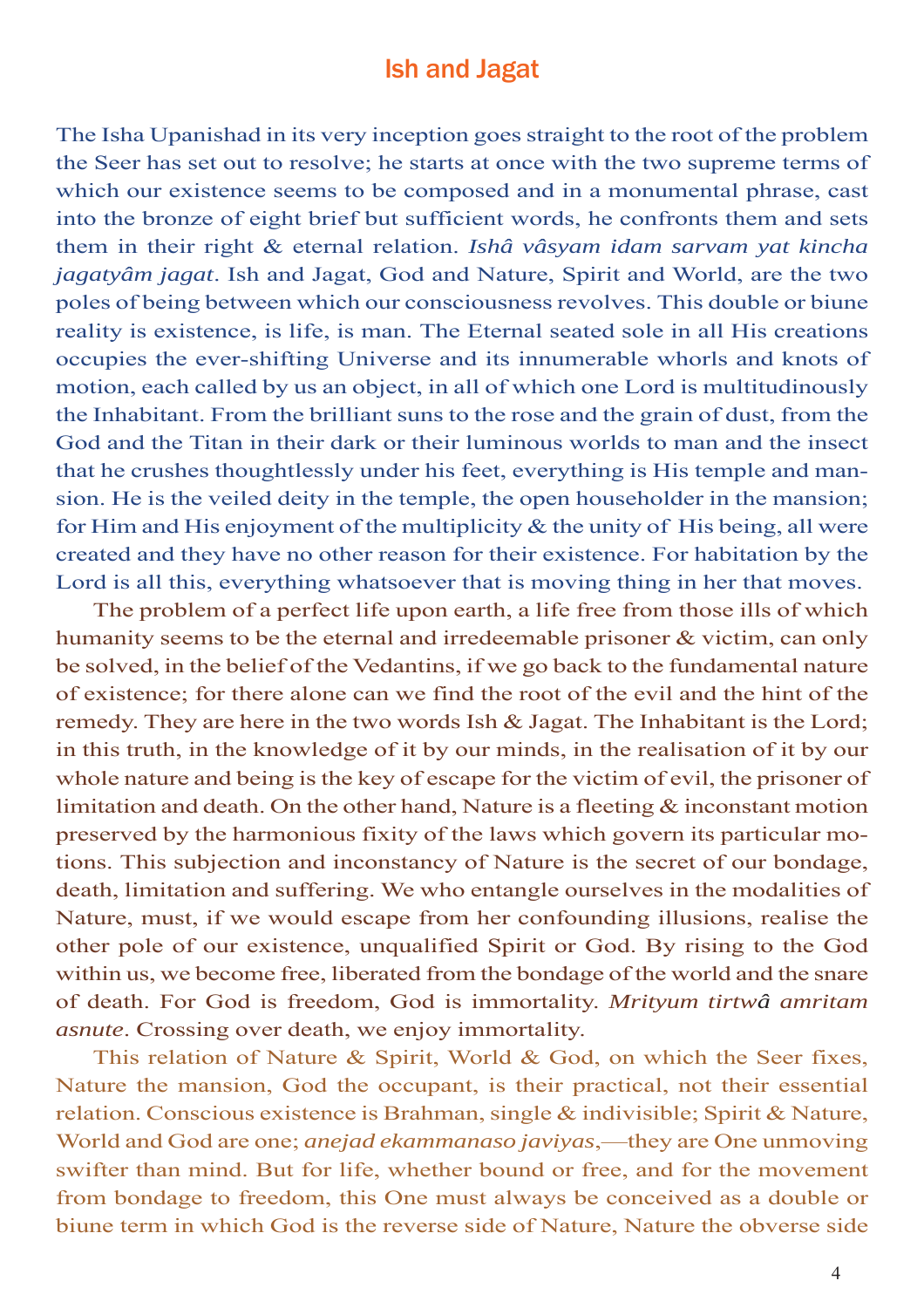## Ish and Jagat

The Isha Upanishad in its very inception goes straight to the root of the problem the Seer has set out to resolve; he starts at once with the two supreme terms of which our existence seems to be composed and in a monumental phrase, cast into the bronze of eight brief but sufficient words, he confronts them and sets them in their right & eternal relation. *Ishâ vâsyam idam sarvam yat kincha jagatyâm jagat*. Ish and Jagat, God and Nature, Spirit and World, are the two poles of being between which our consciousness revolves. This double or biune reality is existence, is life, is man. The Eternal seated sole in all His creations occupies the ever-shifting Universe and its innumerable whorls and knots of motion, each called by us an object, in all of which one Lord is multitudinously the Inhabitant. From the brilliant suns to the rose and the grain of dust, from the God and the Titan in their dark or their luminous worlds to man and the insect that he crushes thoughtlessly under his feet, everything is His temple and mansion. He is the veiled deity in the temple, the open householder in the mansion; for Him and His enjoyment of the multiplicity & the unity of His being, all were created and they have no other reason for their existence. For habitation by the Lord is all this, everything whatsoever that is moving thing in her that moves.

The problem of a perfect life upon earth, a life free from those ills of which humanity seems to be the eternal and irredeemable prisoner & victim, can only be solved, in the belief of the Vedantins, if we go back to the fundamental nature of existence; for there alone can we find the root of the evil and the hint of the remedy. They are here in the two words Ish & Jagat. The Inhabitant is the Lord; in this truth, in the knowledge of it by our minds, in the realisation of it by our whole nature and being is the key of escape for the victim of evil, the prisoner of limitation and death. On the other hand, Nature is a fleeting & inconstant motion preserved by the harmonious fixity of the laws which govern its particular motions. This subjection and inconstancy of Nature is the secret of our bondage, death, limitation and suffering. We who entangle ourselves in the modalities of Nature, must, if we would escape from her confounding illusions, realise the other pole of our existence, unqualified Spirit or God. By rising to the God within us, we become free, liberated from the bondage of the world and the snare of death. For God is freedom, God is immortality. *Mrityum tirtwâ amritam asnute*. Crossing over death, we enjoy immortality.

This relation of Nature & Spirit, World & God, on which the Seer fixes, Nature the mansion, God the occupant, is their practical, not their essential relation. Conscious existence is Brahman, single & indivisible; Spirit & Nature, World and God are one; *anejad ekammanaso javiyas*,—they are One unmoving swifter than mind. But for life, whether bound or free, and for the movement from bondage to freedom, this One must always be conceived as a double or biune term in which God is the reverse side of Nature, Nature the obverse side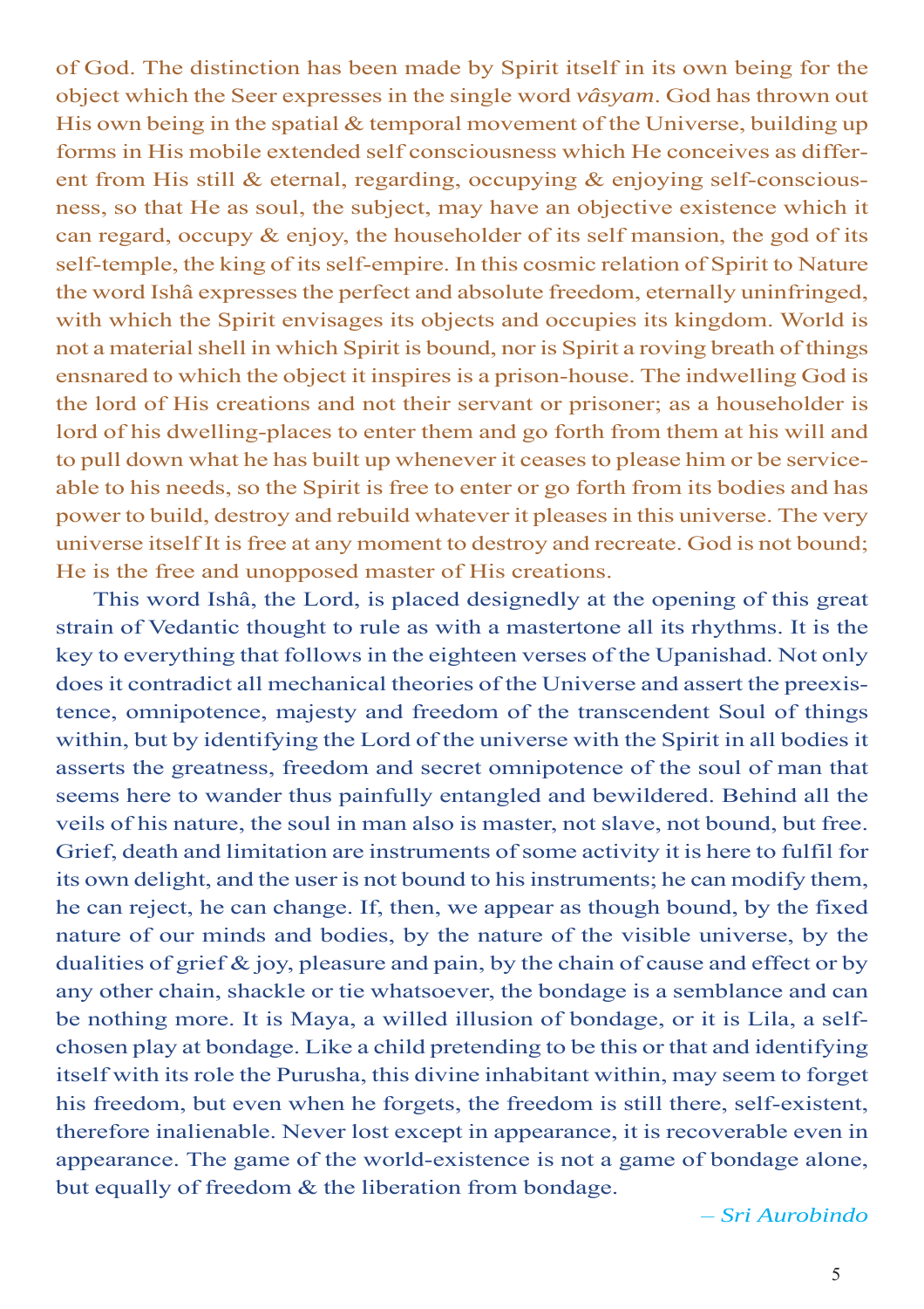of God. The distinction has been made by Spirit itself in its own being for the object which the Seer expresses in the single word *vâsyam*. God has thrown out His own being in the spatial & temporal movement of the Universe, building up forms in His mobile extended self consciousness which He conceives as different from His still & eternal, regarding, occupying & enjoying self-consciousness, so that He as soul, the subject, may have an objective existence which it can regard, occupy & enjoy, the householder of its self mansion, the god of its self-temple, the king of its self-empire. In this cosmic relation of Spirit to Nature the word Ishâ expresses the perfect and absolute freedom, eternally uninfringed, with which the Spirit envisages its objects and occupies its kingdom. World is not a material shell in which Spirit is bound, nor is Spirit a roving breath of things ensnared to which the object it inspires is a prison-house. The indwelling God is the lord of His creations and not their servant or prisoner; as a householder is lord of his dwelling-places to enter them and go forth from them at his will and to pull down what he has built up whenever it ceases to please him or be serviceable to his needs, so the Spirit is free to enter or go forth from its bodies and has power to build, destroy and rebuild whatever it pleases in this universe. The very universe itself It is free at any moment to destroy and recreate. God is not bound; He is the free and unopposed master of His creations.

This word Ishâ, the Lord, is placed designedly at the opening of this great strain of Vedantic thought to rule as with a mastertone all its rhythms. It is the key to everything that follows in the eighteen verses of the Upanishad. Not only does it contradict all mechanical theories of the Universe and assert the preexistence, omnipotence, majesty and freedom of the transcendent Soul of things within, but by identifying the Lord of the universe with the Spirit in all bodies it asserts the greatness, freedom and secret omnipotence of the soul of man that seems here to wander thus painfully entangled and bewildered. Behind all the veils of his nature, the soul in man also is master, not slave, not bound, but free. Grief, death and limitation are instruments of some activity it is here to fulfil for its own delight, and the user is not bound to his instruments; he can modify them, he can reject, he can change. If, then, we appear as though bound, by the fixed nature of our minds and bodies, by the nature of the visible universe, by the dualities of grief & joy, pleasure and pain, by the chain of cause and effect or by any other chain, shackle or tie whatsoever, the bondage is a semblance and can be nothing more. It is Maya, a willed illusion of bondage, or it is Lila, a self-chosen play at bondage. Like a child pretending to be this or that and identifying itself with its role the Purusha, this divine inhabitant within, may seem to forget his freedom, but even when he forgets, the freedom is still there, self-existent, therefore inalienable. Never lost except in appearance, it is recoverable even in appearance. The game of the world-existence is not a game of bondage alone, but equally of freedom & the liberation from bondage.

*– Sri Aurobindo*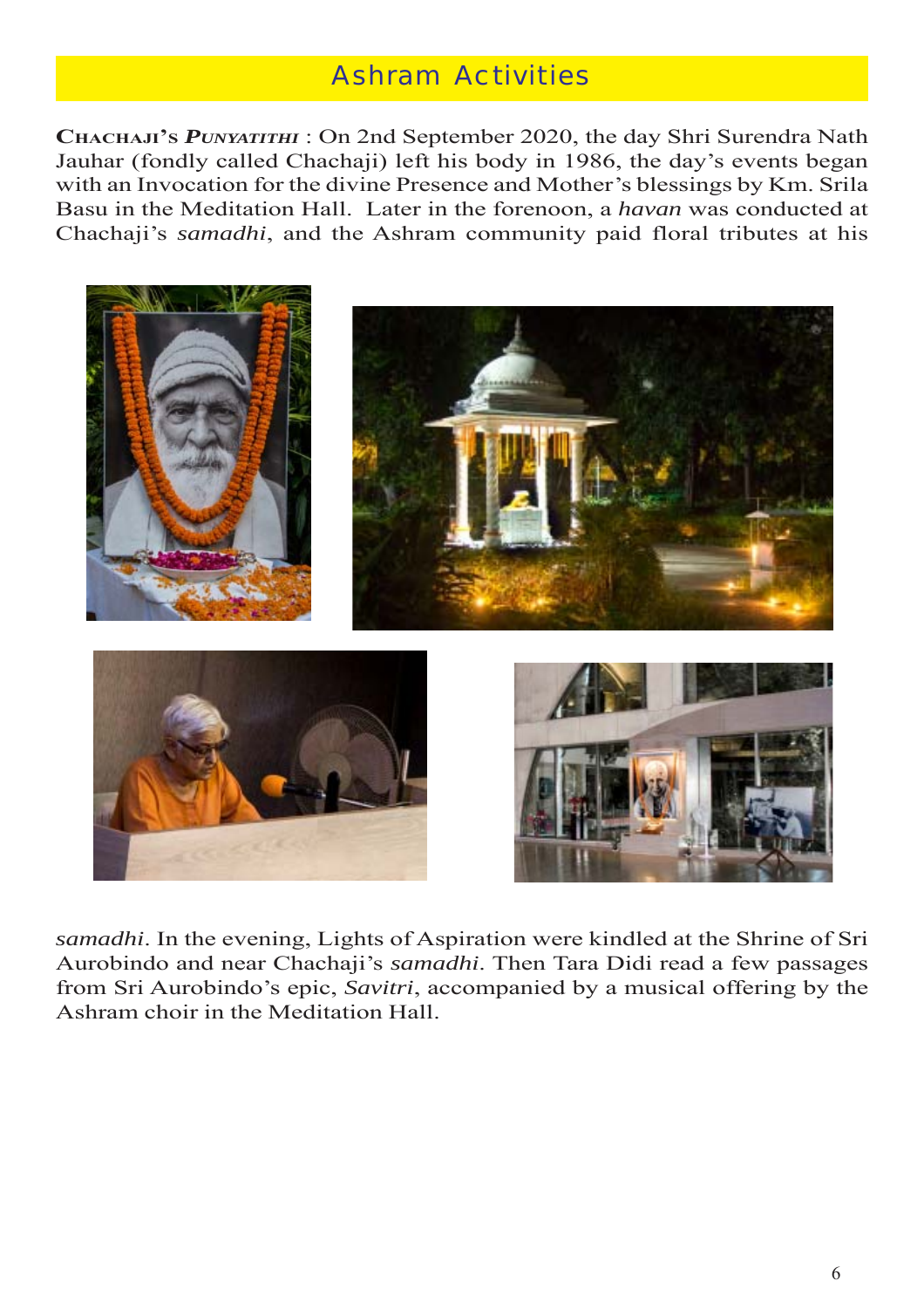## Ashram Activities

**CHACHAJI'S *PUNYATITHI*** : On 2nd September 2020, the day Shri Surendra Nath Jauhar (fondly called Chachaji) left his body in 1986, the day's events began with an Invocation for the divine Presence and Mother's blessings by Km. Srila Basu in the Meditation Hall. Later in the forenoon, a *havan* was conducted at Chachaji's *samadhi*, and the Ashram community paid floral tributes at his *samadhi*. In the evening, Lights of Aspiration were kindled at the Shrine of Sri Aurobindo and near Chachaji's *samadhi*. Then Tara Didi read a few passages from Sri Aurobindo's epic, *Savitri*, accompanied by a musical offering by the Ashram choir in the Meditation Hall.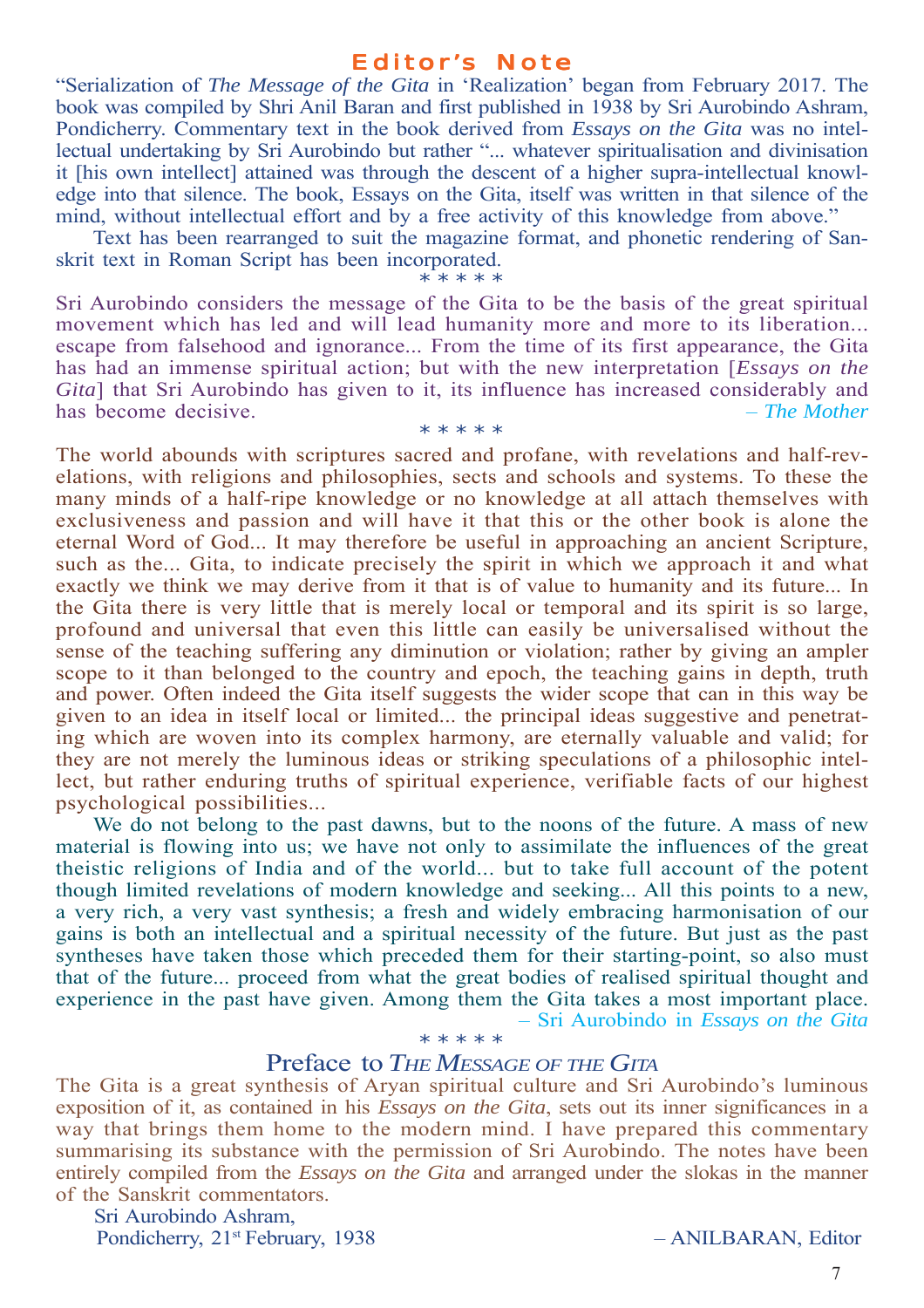## Editor's Note

"Serialization of *The Message of the Gita* in 'Realization' began from February 2017. The book was compiled by Shri Anil Baran and first published in 1938 by Sri Aurobindo Ashram, Pondicherry. Commentary text in the book derived from *Essays on the Gita* was no intellectual undertaking by Sri Aurobindo but rather "... whatever spiritualisation and divinisation it [his own intellect] attained was through the descent of a higher supra-intellectual knowledge into that silence. The book, Essays on the Gita, itself was written in that silence of the mind, without intellectual effort and by a free activity of this knowledge from above."

Text has been rearranged to suit the magazine format, and phonetic rendering of Sanskrit text in Roman Script has been incorporated.

\* \* \* \* \*

Sri Aurobindo considers the message of the Gita to be the basis of the great spiritual movement which has led and will lead humanity more and more to its liberation... escape from falsehood and ignorance... From the time of its first appearance, the Gita has had an immense spiritual action; but with the new interpretation [*Essays on the Gita*] that Sri Aurobindo has given to it, its influence has increased considerably and has become decisive.

– *The Mother*

\* \* \* \* \*

The world abounds with scriptures sacred and profane, with revelations and half-revelations, with religions and philosophies, sects and schools and systems. To these the many minds of a half-ripe knowledge or no knowledge at all attach themselves with exclusiveness and passion and will have it that this or the other book is alone the eternal Word of God... It may therefore be useful in approaching an ancient Scripture, such as the... Gita, to indicate precisely the spirit in which we approach it and what exactly we think we may derive from it that is of value to humanity and its future... In the Gita there is very little that is merely local or temporal and its spirit is so large, profound and universal that even this little can easily be universalised without the sense of the teaching suffering any diminution or violation; rather by giving an ampler scope to it than belonged to the country and epoch, the teaching gains in depth, truth and power. Often indeed the Gita itself suggests the wider scope that can in this way be given to an idea in itself local or limited... the principal ideas suggestive and penetrating which are woven into its complex harmony, are eternally valuable and valid; for they are not merely the luminous ideas or striking speculations of a philosophic intellect, but rather enduring truths of spiritual experience, verifiable facts of our highest psychological possibilities...

We do not belong to the past dawns, but to the noons of the future. A mass of new material is flowing into us; we have not only to assimilate the influences of the great theistic religions of India and of the world... but to take full account of the potent though limited revelations of modern knowledge and seeking... All this points to a new, a very rich, a very vast synthesis; a fresh and widely embracing harmonisation of our gains is both an intellectual and a spiritual necessity of the future. But just as the past syntheses have taken those which preceded them for their starting-point, so also must that of the future... proceed from what the great bodies of realised spiritual thought and experience in the past have given. Among them the Gita takes a most important place.

– Sri Aurobindo in *Essays on the Gita*

\* \* \* \* \*

### Preface to *The Message of the Gita*

The Gita is a great synthesis of Aryan spiritual culture and Sri Aurobindo's luminous exposition of it, as contained in his *Essays on the Gita*, sets out its inner significances in a way that brings them home to the modern mind. I have prepared this commentary summarising its substance with the permission of Sri Aurobindo. The notes have been entirely compiled from the *Essays on the Gita* and arranged under the slokas in the manner of the Sanskrit commentators.

Sri Aurobindo Ashram,
Pondicherry, 21st February, 1938

– ANILBARAN, Editor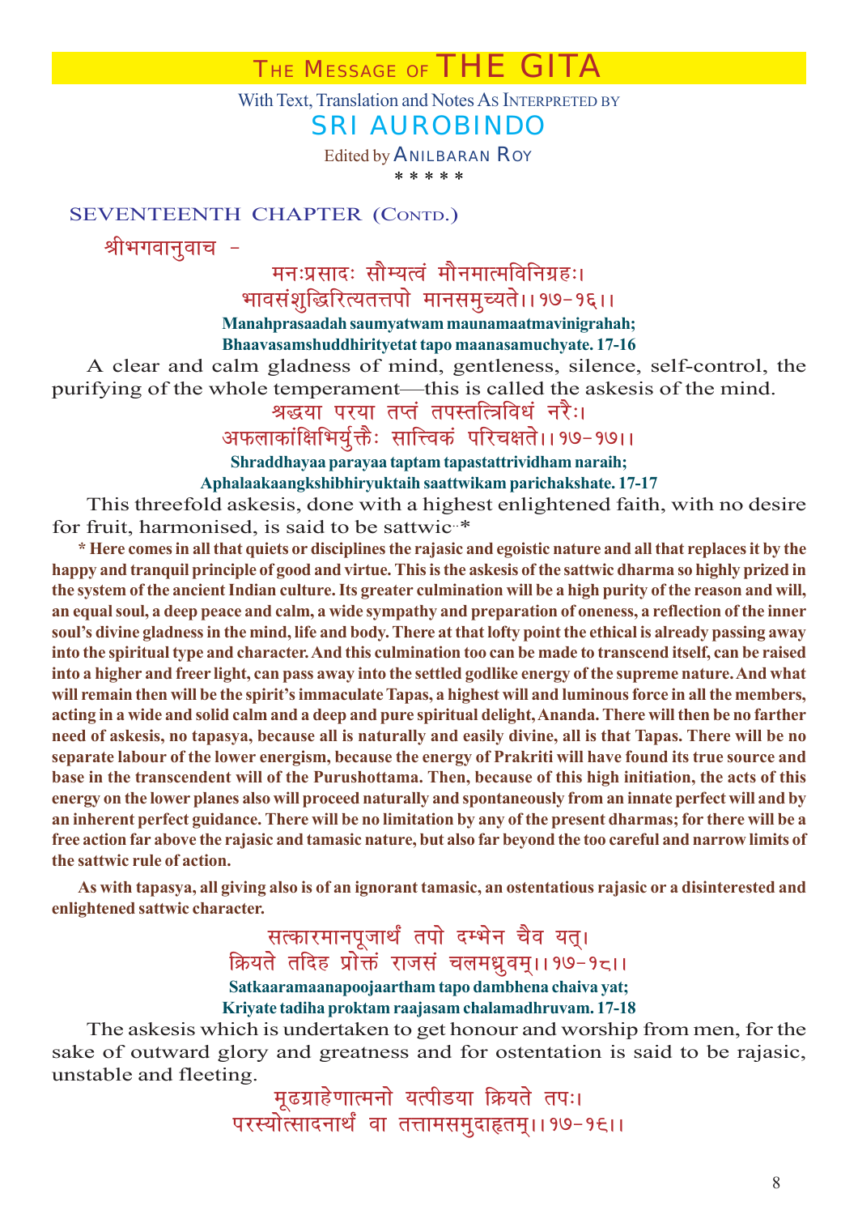# THE MESSAGE OF THE GITA

With Text, Translation and Notes As INTERPRETED BY

## SRI AUROBINDO

Edited by ANILBARAN ROY

\* \* \* \* \*

## SEVENTEENTH CHAPTER (CONTD.)

श्रीभगवानुवाच -

मनःप्रसादः सौम्यत्वं मौनमात्मविनिग्रहः।
भावसंशुद्धिरित्यतत्तपो मानसमुच्यते।।१७-१६।।

**Manahprasaadah saumyatwam maunamaatmavinigrahah;**
**Bhaavasamshuddhiritryetat tapo maanasamuchyate. 17-16**

A clear and calm gladness of mind, gentleness, silence, self-control, the purifying of the whole temperament—this is called the askesis of the mind.

श्रद्धया परया तप्तं तपस्तत्त्रिविधं नरैः।
अफलाकांक्षिभिर्युक्तैः सात्त्विकं परिचक्षते।।१७-१७।।

**Shraddhayaa parayaa taptam tapastattrividham naraih;**
**Aphalaakaangkshibhiryuktaih saattwikam parichakshate. 17-17**

This threefold askesis, done with a highest enlightened faith, with no desire for fruit, harmonised, is said to be sattwic.*

**\* Here comes in all that quiets or disciplines the rajasic and egoistic nature and all that replaces it by the happy and tranquil principle of good and virtue. This is the askesis of the sattwic dharma so highly prized in the system of the ancient Indian culture. Its greater culmination will be a high purity of the reason and will, an equal soul, a deep peace and calm, a wide sympathy and preparation of oneness, a reflection of the inner soul's divine gladness in the mind, life and body. There at that lofty point the ethical is already passing away into the spiritual type and character. And this culmination too can be made to transcend itself, can be raised into a higher and freer light, can pass away into the settled godlike energy of the supreme nature. And what will remain then will be the spirit's immaculate Tapas, a highest will and luminous force in all the members, acting in a wide and solid calm and a deep and pure spiritual delight, Ananda. There will then be no farther need of askesis, no tapasya, because all is naturally and easily divine, all is that Tapas. There will be no separate labour of the lower energism, because the energy of Prakriti will have found its true source and base in the transcendent will of the Purushottama. Then, because of this high initiation, the acts of this energy on the lower planes also will proceed naturally and spontaneously from an innate perfect will and by an inherent perfect guidance. There will be no limitation by any of the present dharmas; for there will be a free action far above the rajasic and tamasic nature, but also far beyond the too careful and narrow limits of the sattwic rule of action.**

**As with tapasya, all giving also is of an ignorant tamasic, an ostentatious rajasic or a disinterested and enlightened sattwic character.**

सत्कारमानपूजार्थं तपो दम्भेन चैव यत्।
क्रियते तदिह प्रोक्तं राजसं चलमध्रुवम्।।१७-१८।।

**Satkaaramaanapoojaartham tapo dambhena chaiva yat;**
**Kriyate tadiha proktam raajasam chalamadhruvam. 17-18**

The askesis which is undertaken to get honour and worship from men, for the sake of outward glory and greatness and for ostentation is said to be rajasic, unstable and fleeting.

मूढग्राहेणात्मनो यत्पीडया क्रियते तपः।
परस्योत्सादनार्थं वा तत्तामसमुदाहृतम्।।१७-१९।।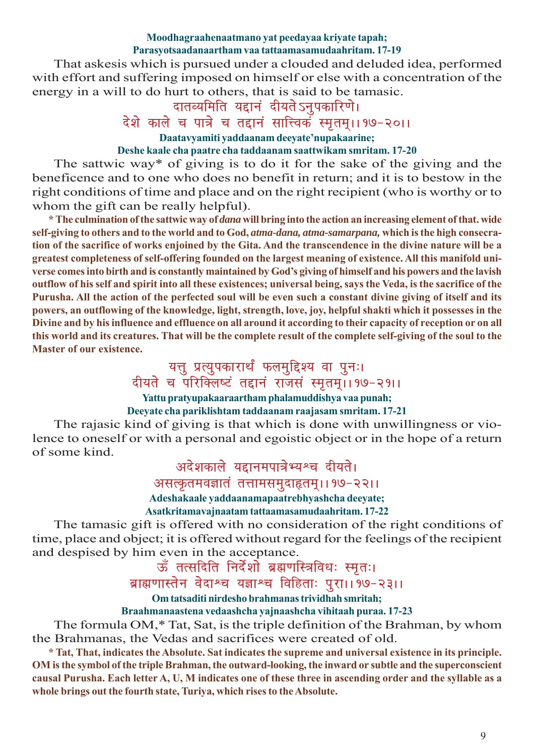**Moodhagraahenaatmano yat peedayaa kriyate tapah;**
**Parasyotsaadanaartham vaa tattaamasamudaahritam. 17-19**

That askesis which is pursued under a clouded and deluded idea, performed with effort and suffering imposed on himself or else with a concentration of the energy in a will to do hurt to others, that is said to be tamasic.

दातव्यमिति यद्दानं दीयतेऽनुपकारिणे।
देशे काले च पात्रे च तद्दानं सात्त्विकं स्मृतम्।।१७-२०।।

**Daatavyamiti yaddaanam deeyate'nupakaarine;**
**Deshe kaale cha paatre cha taddaanam saattwikam smritam. 17-20**

The sattwic way* of giving is to do it for the sake of the giving and the beneficence and to one who does no benefit in return; and it is to bestow in the right conditions of time and place and on the right recipient (who is worthy or to whom the gift can be really helpful).

**\* The culmination of the sattwic way of *dana* will bring into the action an increasing element of that. wide self-giving to others and to the world and to God, *atma-dana, atma-samarpana,* which is the high consecration of the sacrifice of works enjoined by the Gita. And the transcendence in the divine nature will be a greatest completeness of self-offering founded on the largest meaning of existence. All this manifold universe comes into birth and is constantly maintained by God's giving of himself and his powers and the lavish outflow of his self and spirit into all these existences; universal being, says the Veda, is the sacrifice of the Purusha. All the action of the perfected soul will be even such a constant divine giving of itself and its powers, an outflowing of the knowledge, light, strength, love, joy, helpful shakti which it possesses in the Divine and by his influence and effluence on all around it according to their capacity of reception or on all this world and its creatures. That will be the complete result of the complete self-giving of the soul to the Master of our existence.**

यत्तु प्रत्युपकारार्थं फलमुद्दिश्य वा पुनः।
दीयते च परिक्लिष्टं तद्दानं राजसं स्मृतम्।।१७-२१।।

**Yattu pratyupakaaraartham phalamuddishya vaa punah;**
**Deeyate cha pariklishtam taddaanam raajasam smritam. 17-21**

The rajasic kind of giving is that which is done with unwillingness or violence to oneself or with a personal and egoistic object or in the hope of a return of some kind.

अदेशकाले यद्दानमपात्रेभ्यश्च दीयते।
असत्कृतमवज्ञातं तत्तामसमुदाहृतम्।।१७-२२।।

**Adeshakaale yaddaanamapaatrebhyashcha deeyate;**
**Asatkritamavajnaatam tattaamasamudaahritam. 17-22**

The tamasic gift is offered with no consideration of the right conditions of time, place and object; it is offered without regard for the feelings of the recipient and despised by him even in the acceptance.

ॐ तत्सदिति निर्देशो ब्रह्मणस्त्रिविधः स्मृतः।
ब्राह्मणास्तेन वेदाश्च यज्ञाश्च विहिताः पुरा।।१७-२३।।

**Om tatsaditi nirdesho brahmanas trividhah smritah;**
**Braahmanaastena vedaashcha yajnaashcha vihitaah puraa. 17-23**

The formula OM,* Tat, Sat, is the triple definition of the Brahman, by whom the Brahmanas, the Vedas and sacrifices were created of old.

**\* Tat, That, indicates the Absolute. Sat indicates the supreme and universal existence in its principle. OM is the symbol of the triple Brahman, the outward-looking, the inward or subtle and the superconscient causal Purusha. Each letter A, U, M indicates one of these three in ascending order and the syllable as a whole brings out the fourth state, Turiya, which rises to the Absolute.**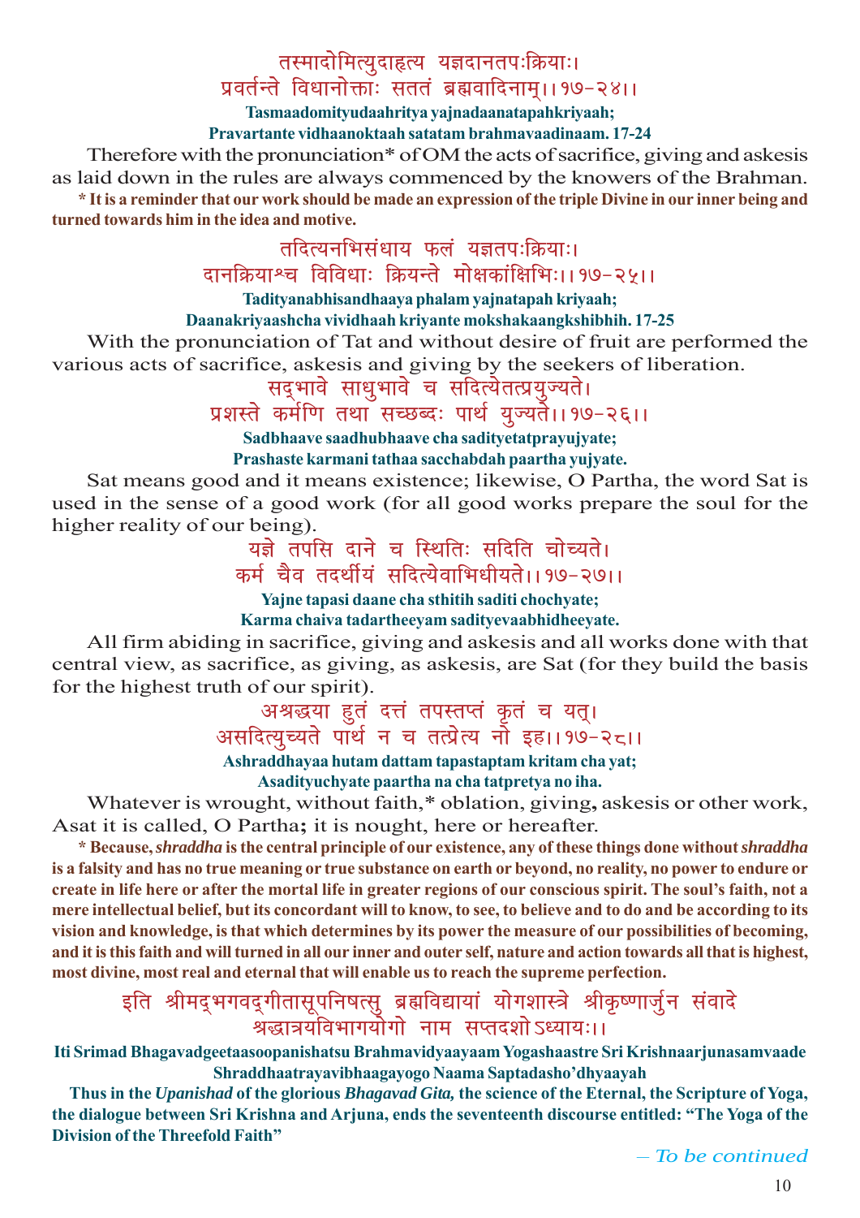तस्मादोमित्युदाहृत्य यज्ञदानतपःक्रियाः।
प्रवर्तन्ते विधानोक्ताः सततं ब्रह्मवादिनाम्।।१७-२४।।

**Tasmaadomityudaahritya yajnadaanatapahkriyaah;**
**Pravartante vidhaanoktaah satatam brahmavaadinaam. 17-24**

Therefore with the pronunciation* of OM the acts of sacrifice, giving and askesis as laid down in the rules are always commenced by the knowers of the Brahman.

**\* It is a reminder that our work should be made an expression of the triple Divine in our inner being and turned towards him in the idea and motive.**

तदित्यनभिसंधाय फलं यज्ञतपःक्रियाः।
दानक्रियाश्च विविधाः क्रियन्ते मोक्षकांक्षिभिः।।१७-२५।।

**Tadityanabhisandhaaya phalam yajnatapah kriyaah;**
**Daanakriyaashcha vividhaah kriyante mokshakaangkshibhih. 17-25**

With the pronunciation of Tat and without desire of fruit are performed the various acts of sacrifice, askesis and giving by the seekers of liberation.

सद्भावे साधुभावे च सदित्येतत्प्रयुज्यते।
प्रशस्ते कर्मणि तथा सच्छब्दः पार्थ युज्यते।।१७-२६।।

**Sadbhaave saadhubhaave cha sadityetatprayujyate;**
**Prashaste karmani tathaa sacchabdah paartha yujyate.**

Sat means good and it means existence; likewise, O Partha, the word Sat is used in the sense of a good work (for all good works prepare the soul for the higher reality of our being).

यज्ञे तपसि दाने च स्थितिः सदिति चोच्यते।
कर्म चैव तदर्थीयं सदित्येवाभिधीयते।।१७-२७।।

**Yajne tapasi daane cha sthitih saditi chochyate;**
**Karma chaiva tadartheeyam sadityevaabhidheeyate.**

All firm abiding in sacrifice, giving and askesis and all works done with that central view, as sacrifice, as giving, as askesis, are Sat (for they build the basis for the highest truth of our spirit).

अश्रद्धया हुतं दत्तं तपस्तप्तं कृतं च यत्।
असदित्युच्यते पार्थ न च तत्प्रेत्य नो इह।।१७-२८।।

**Ashraddhayaa hutam dattam tapastaptam kritam cha yat;**
**Asadityuchyate paartha na cha tatpretya no iha.**

Whatever is wrought, without faith,* oblation, giving, askesis or other work, Asat it is called, O Partha; it is nought, here or hereafter.

**\* Because, *shraddha* is the central principle of our existence, any of these things done without *shraddha* is a falsity and has no true meaning or true substance on earth or beyond, no reality, no power to endure or create in life here or after the mortal life in greater regions of our conscious spirit. The soul's faith, not a mere intellectual belief, but its concordant will to know, to see, to believe and to do and be according to its vision and knowledge, is that which determines by its power the measure of our possibilities of becoming, and it is this faith and will turned in all our inner and outer self, nature and action towards all that is highest, most divine, most real and eternal that will enable us to reach the supreme perfection.**

इति श्रीमद्भगवद्गीतासूपनिषत्सु ब्रह्मविद्यायां योगशास्त्रे श्रीकृष्णार्जुन संवादे
श्रद्धात्रयविभागयोगो नाम सप्तदशोऽध्यायः।।

**Iti Srimad Bhagavadgeetaasoopanishatsu Brahmavidyaayaam Yogashaastre Sri Krishnaarjunasamvaade Shraddhaatrayavibhaagayogo Naama Saptadasho'dhyaayah**

**Thus in the *Upanishad* of the glorious *Bhagavad Gita,* the science of the Eternal, the Scripture of Yoga, the dialogue between Sri Krishna and Arjuna, ends the seventeenth discourse entitled: "The Yoga of the Division of the Threefold Faith"**

*– To be continued*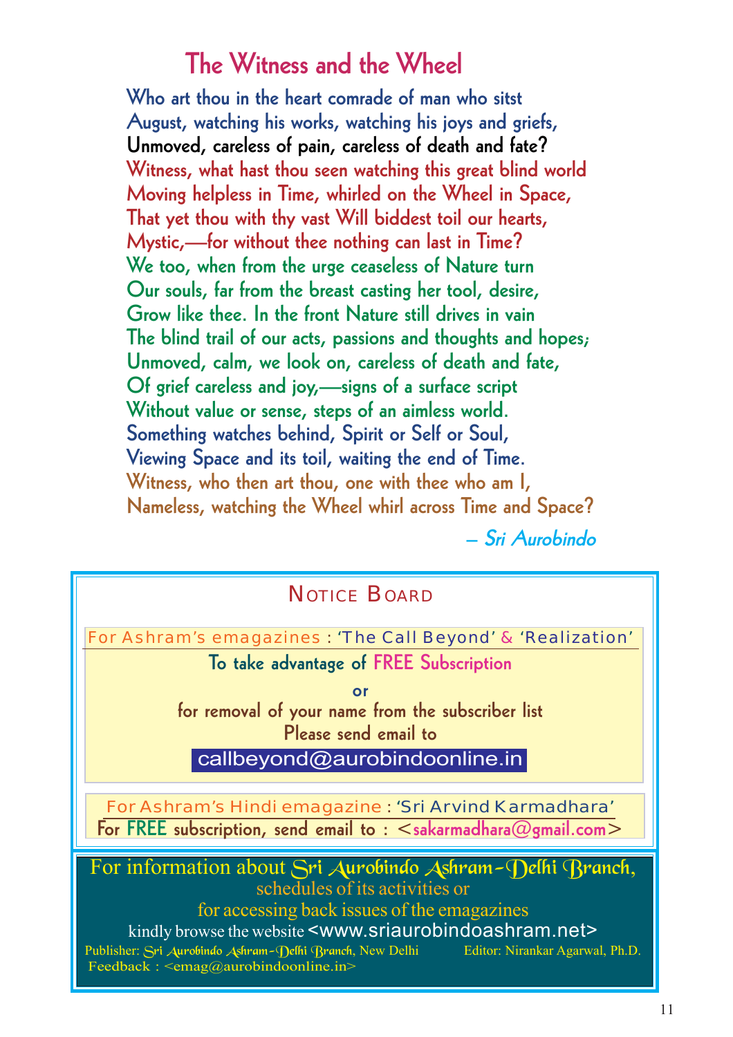# The Witness and the Wheel

Who art thou in the heart comrade of man who sitst
August, watching his works, watching his joys and griefs,
Unmoved, careless of pain, careless of death and fate?
Witness, what hast thou seen watching this great blind world
Moving helpless in Time, whirled on the Wheel in Space,
That yet thou with thy vast Will biddest toil our hearts,
Mystic,—for without thee nothing can last in Time?
We too, when from the urge ceaseless of Nature turn
Our souls, far from the breast casting her tool, desire,
Grow like thee. In the front Nature still drives in vain
The blind trail of our acts, passions and thoughts and hopes;
Unmoved, calm, we look on, careless of death and fate,
Of grief careless and joy,—signs of a surface script
Without value or sense, steps of an aimless world.
Something watches behind, Spirit or Self or Soul,
Viewing Space and its toil, waiting the end of Time.
Witness, who then art thou, one with thee who am I,
Nameless, watching the Wheel whirl across Time and Space?

*– Sri Aurobindo*

## NOTICE BOARD

For Ashram's emagazines : 'The Call Beyond' & 'Realization'

To take advantage of FREE Subscription

or

for removal of your name from the subscriber list

Please send email to

callbeyond@aurobindoonline.in

For Ashram's Hindi emagazine : 'Sri Arvind Karmadhara'

For FREE subscription, send email to : <sakarmadhara@gmail.com>

For information about Sri Aurobindo Ashram-Delhi Branch, schedules of its activities or for accessing back issues of the emagazines kindly browse the website <www.sriaurobindoashram.net>

Publisher: Sri Aurobindo Ashram-Delhi Branch, New Delhi    Editor: Nirankar Agarwal, Ph.D.

Feedback : <emag@aurobindoonline.in>